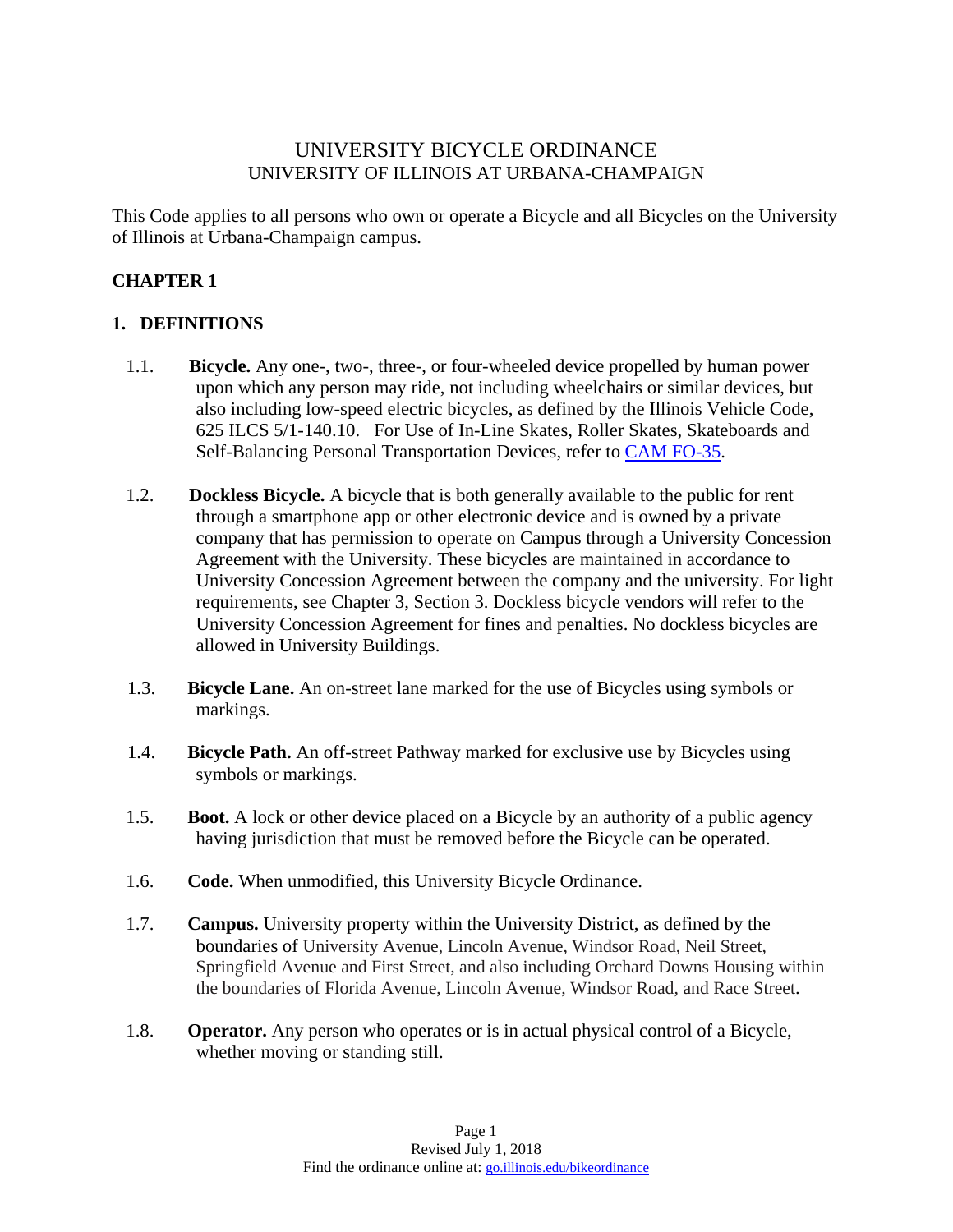# UNIVERSITY BICYCLE ORDINANCE
## UNIVERSITY OF ILLINOIS AT URBANA-CHAMPAIGN

This Code applies to all persons who own or operate a Bicycle and all Bicycles on the University of Illinois at Urbana-Champaign campus.

## CHAPTER 1

### 1. DEFINITIONS

1.1. **Bicycle.** Any one-, two-, three-, or four-wheeled device propelled by human power upon which any person may ride, not including wheelchairs or similar devices, but also including low-speed electric bicycles, as defined by the Illinois Vehicle Code, 625 ILCS 5/1-140.10. For Use of In-Line Skates, Roller Skates, Skateboards and Self-Balancing Personal Transportation Devices, refer to [CAM FO-35](CAM FO-35).

1.2. **Dockless Bicycle.** A bicycle that is both generally available to the public for rent through a smartphone app or other electronic device and is owned by a private company that has permission to operate on Campus through a University Concession Agreement with the University. These bicycles are maintained in accordance to University Concession Agreement between the company and the university. For light requirements, see Chapter 3, Section 3. Dockless bicycle vendors will refer to the University Concession Agreement for fines and penalties. No dockless bicycles are allowed in University Buildings.

1.3. **Bicycle Lane.** An on-street lane marked for the use of Bicycles using symbols or markings.

1.4. **Bicycle Path.** An off-street Pathway marked for exclusive use by Bicycles using symbols or markings.

1.5. **Boot.** A lock or other device placed on a Bicycle by an authority of a public agency having jurisdiction that must be removed before the Bicycle can be operated.

1.6. **Code.** When unmodified, this University Bicycle Ordinance.

1.7. **Campus.** University property within the University District, as defined by the boundaries of University Avenue, Lincoln Avenue, Windsor Road, Neil Street, Springfield Avenue and First Street, and also including Orchard Downs Housing within the boundaries of Florida Avenue, Lincoln Avenue, Windsor Road, and Race Street.

1.8. **Operator.** Any person who operates or is in actual physical control of a Bicycle, whether moving or standing still.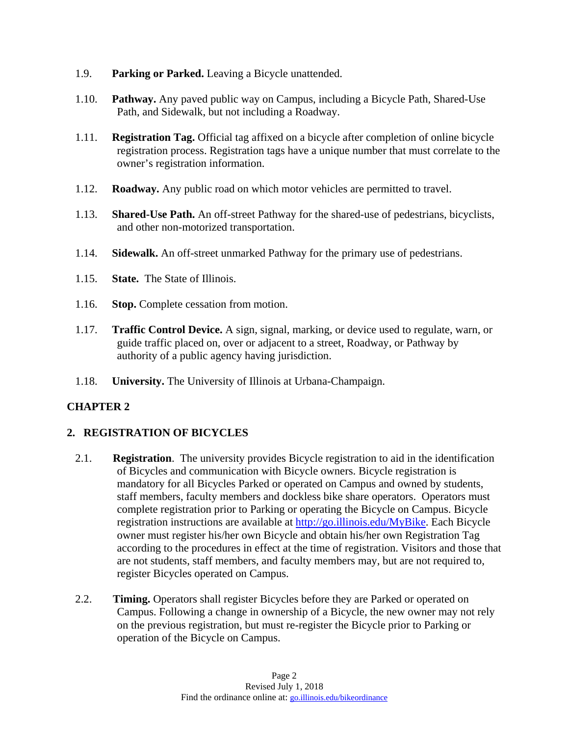1.9. **Parking or Parked.** Leaving a Bicycle unattended.

1.10. **Pathway.** Any paved public way on Campus, including a Bicycle Path, Shared-Use Path, and Sidewalk, but not including a Roadway.

1.11. **Registration Tag.** Official tag affixed on a bicycle after completion of online bicycle registration process. Registration tags have a unique number that must correlate to the owner's registration information.

1.12. **Roadway.** Any public road on which motor vehicles are permitted to travel.

1.13. **Shared-Use Path.** An off-street Pathway for the shared-use of pedestrians, bicyclists, and other non-motorized transportation.

1.14. **Sidewalk.** An off-street unmarked Pathway for the primary use of pedestrians.

1.15. **State.** The State of Illinois.

1.16. **Stop.** Complete cessation from motion.

1.17. **Traffic Control Device.** A sign, signal, marking, or device used to regulate, warn, or guide traffic placed on, over or adjacent to a street, Roadway, or Pathway by authority of a public agency having jurisdiction.

1.18. **University.** The University of Illinois at Urbana-Champaign.

## CHAPTER 2

## 2. REGISTRATION OF BICYCLES

2.1. **Registration**. The university provides Bicycle registration to aid in the identification of Bicycles and communication with Bicycle owners. Bicycle registration is mandatory for all Bicycles Parked or operated on Campus and owned by students, staff members, faculty members and dockless bike share operators. Operators must complete registration prior to Parking or operating the Bicycle on Campus. Bicycle registration instructions are available at [http://go.illinois.edu/MyBike](http://go.illinois.edu/MyBike). Each Bicycle owner must register his/her own Bicycle and obtain his/her own Registration Tag according to the procedures in effect at the time of registration. Visitors and those that are not students, staff members, and faculty members may, but are not required to, register Bicycles operated on Campus.

2.2. **Timing.** Operators shall register Bicycles before they are Parked or operated on Campus. Following a change in ownership of a Bicycle, the new owner may not rely on the previous registration, but must re-register the Bicycle prior to Parking or operation of the Bicycle on Campus.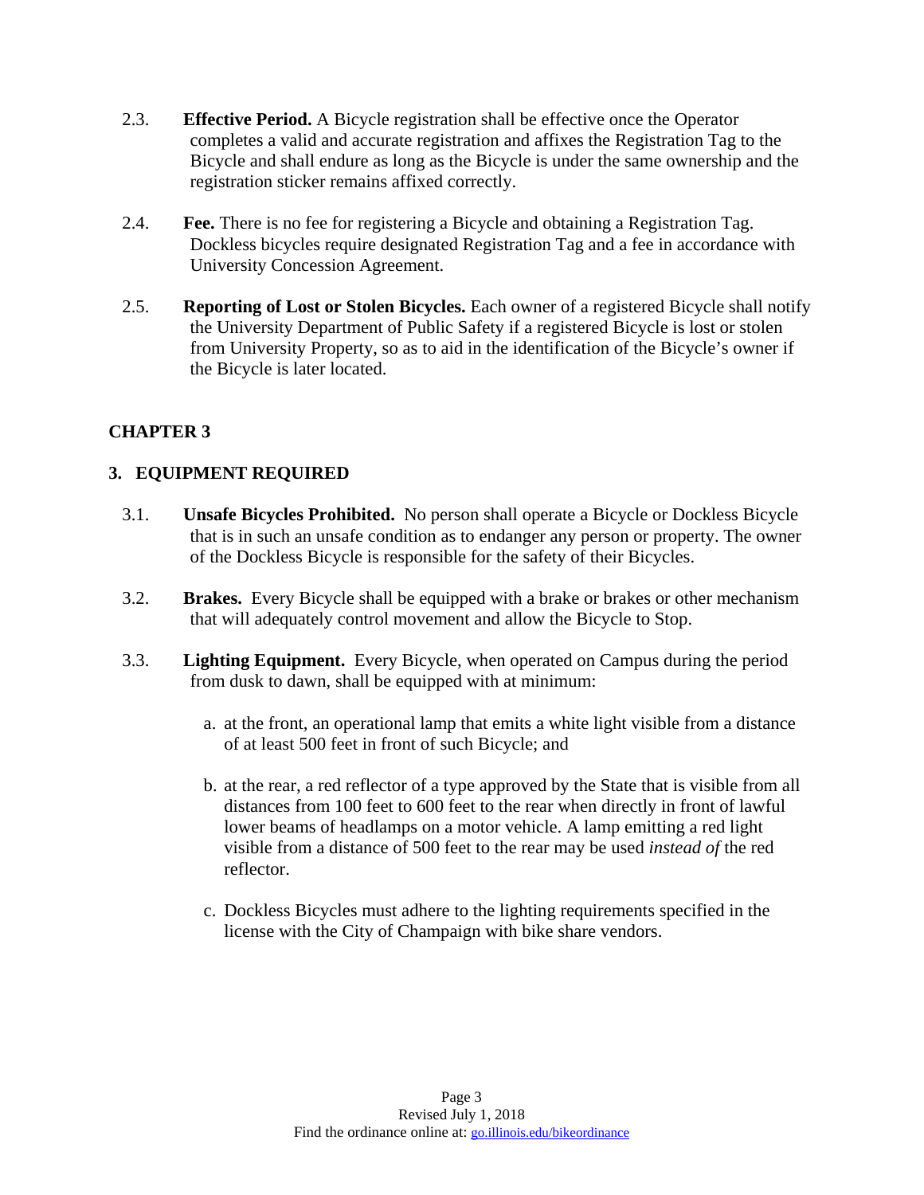2.3. **Effective Period.** A Bicycle registration shall be effective once the Operator completes a valid and accurate registration and affixes the Registration Tag to the Bicycle and shall endure as long as the Bicycle is under the same ownership and the registration sticker remains affixed correctly.

2.4. **Fee.** There is no fee for registering a Bicycle and obtaining a Registration Tag. Dockless bicycles require designated Registration Tag and a fee in accordance with University Concession Agreement.

2.5. **Reporting of Lost or Stolen Bicycles.** Each owner of a registered Bicycle shall notify the University Department of Public Safety if a registered Bicycle is lost or stolen from University Property, so as to aid in the identification of the Bicycle's owner if the Bicycle is later located.

## CHAPTER 3

## 3. EQUIPMENT REQUIRED

3.1. **Unsafe Bicycles Prohibited.** No person shall operate a Bicycle or Dockless Bicycle that is in such an unsafe condition as to endanger any person or property. The owner of the Dockless Bicycle is responsible for the safety of their Bicycles.

3.2. **Brakes.** Every Bicycle shall be equipped with a brake or brakes or other mechanism that will adequately control movement and allow the Bicycle to Stop.

3.3. **Lighting Equipment.** Every Bicycle, when operated on Campus during the period from dusk to dawn, shall be equipped with at minimum:

a. at the front, an operational lamp that emits a white light visible from a distance of at least 500 feet in front of such Bicycle; and

b. at the rear, a red reflector of a type approved by the State that is visible from all distances from 100 feet to 600 feet to the rear when directly in front of lawful lower beams of headlamps on a motor vehicle. A lamp emitting a red light visible from a distance of 500 feet to the rear may be used *instead of* the red reflector.

c. Dockless Bicycles must adhere to the lighting requirements specified in the license with the City of Champaign with bike share vendors.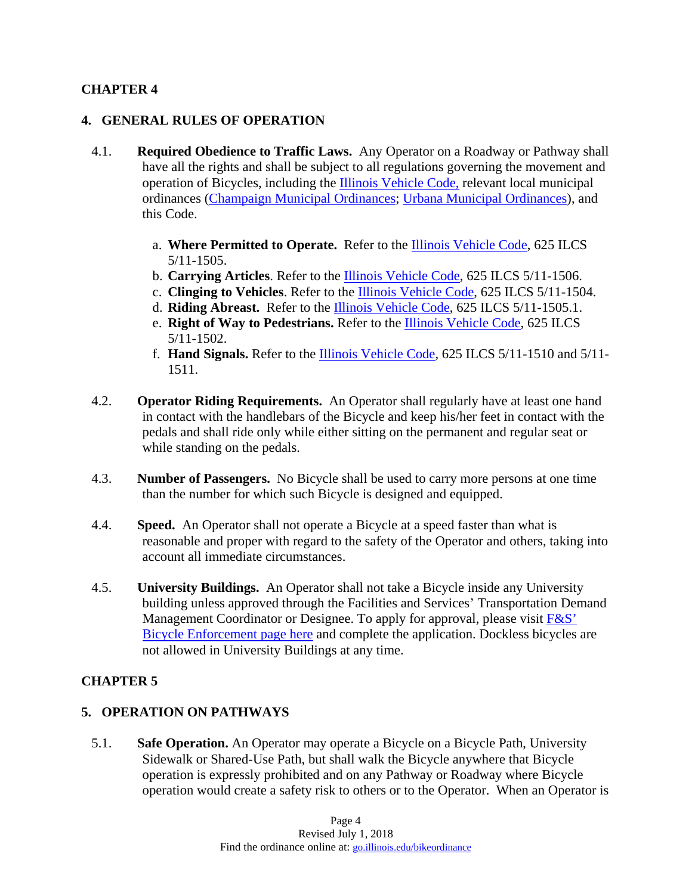## CHAPTER 4

### 4. GENERAL RULES OF OPERATION

4.1. **Required Obedience to Traffic Laws.** Any Operator on a Roadway or Pathway shall have all the rights and shall be subject to all regulations governing the movement and operation of Bicycles, including the Illinois Vehicle Code, relevant local municipal ordinances (Champaign Municipal Ordinances; Urbana Municipal Ordinances), and this Code.

a. **Where Permitted to Operate.** Refer to the Illinois Vehicle Code, 625 ILCS 5/11-1505.
b. **Carrying Articles**. Refer to the Illinois Vehicle Code, 625 ILCS 5/11-1506.
c. **Clinging to Vehicles**. Refer to the Illinois Vehicle Code, 625 ILCS 5/11-1504.
d. **Riding Abreast.** Refer to the Illinois Vehicle Code, 625 ILCS 5/11-1505.1.
e. **Right of Way to Pedestrians.** Refer to the Illinois Vehicle Code, 625 ILCS 5/11-1502.
f. **Hand Signals.** Refer to the Illinois Vehicle Code, 625 ILCS 5/11-1510 and 5/11-1511.

4.2. **Operator Riding Requirements.** An Operator shall regularly have at least one hand in contact with the handlebars of the Bicycle and keep his/her feet in contact with the pedals and shall ride only while either sitting on the permanent and regular seat or while standing on the pedals.

4.3. **Number of Passengers.** No Bicycle shall be used to carry more persons at one time than the number for which such Bicycle is designed and equipped.

4.4. **Speed.** An Operator shall not operate a Bicycle at a speed faster than what is reasonable and proper with regard to the safety of the Operator and others, taking into account all immediate circumstances.

4.5. **University Buildings.** An Operator shall not take a Bicycle inside any University building unless approved through the Facilities and Services' Transportation Demand Management Coordinator or Designee. To apply for approval, please visit F&S' Bicycle Enforcement page here and complete the application. Dockless bicycles are not allowed in University Buildings at any time.

## CHAPTER 5

### 5. OPERATION ON PATHWAYS

5.1. **Safe Operation.** An Operator may operate a Bicycle on a Bicycle Path, University Sidewalk or Shared-Use Path, but shall walk the Bicycle anywhere that Bicycle operation is expressly prohibited and on any Pathway or Roadway where Bicycle operation would create a safety risk to others or to the Operator. When an Operator is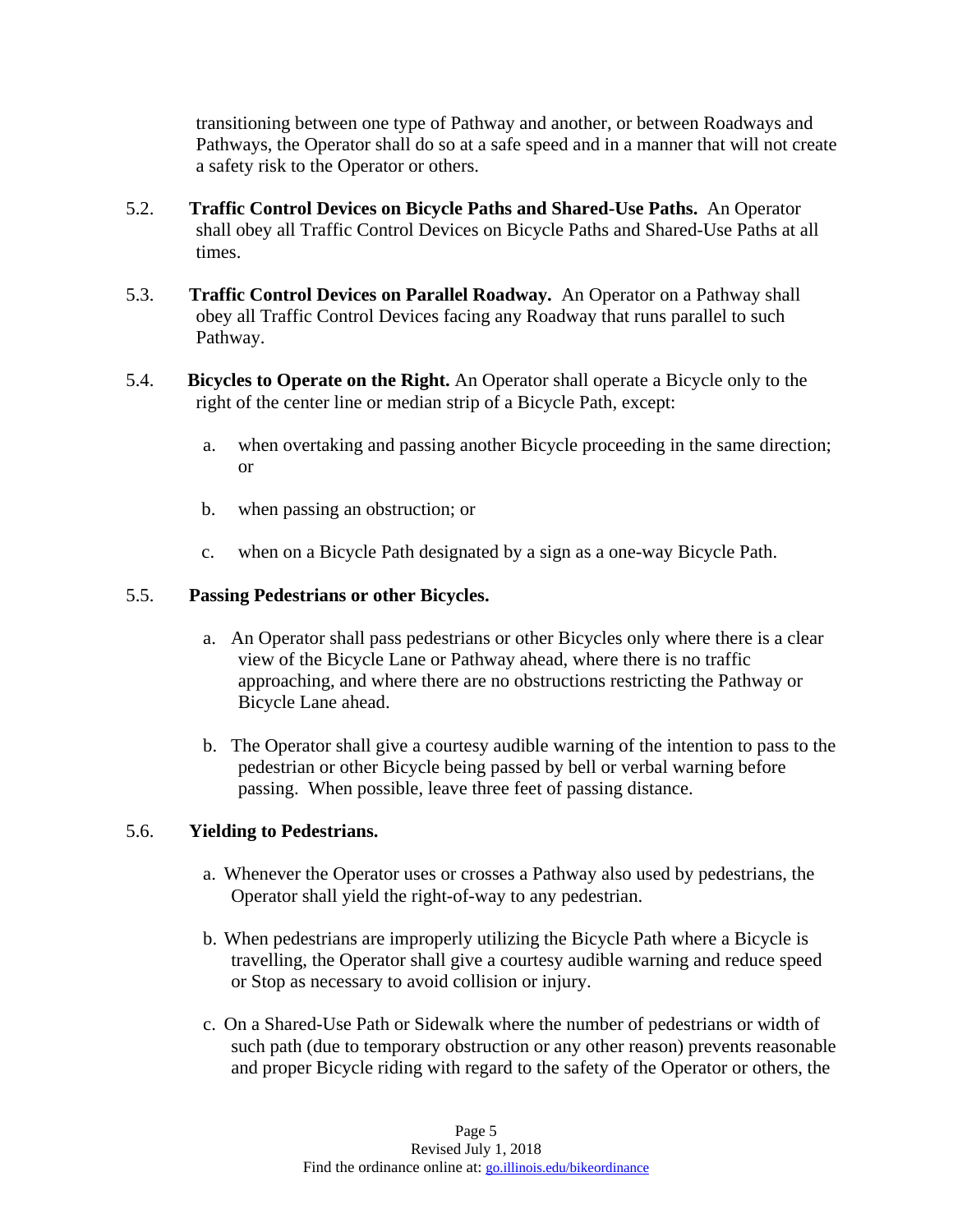transitioning between one type of Pathway and another, or between Roadways and Pathways, the Operator shall do so at a safe speed and in a manner that will not create a safety risk to the Operator or others.

5.2. **Traffic Control Devices on Bicycle Paths and Shared-Use Paths.** An Operator shall obey all Traffic Control Devices on Bicycle Paths and Shared-Use Paths at all times.

5.3. **Traffic Control Devices on Parallel Roadway.** An Operator on a Pathway shall obey all Traffic Control Devices facing any Roadway that runs parallel to such Pathway.

5.4. **Bicycles to Operate on the Right.** An Operator shall operate a Bicycle only to the right of the center line or median strip of a Bicycle Path, except:

a. when overtaking and passing another Bicycle proceeding in the same direction; or

b. when passing an obstruction; or

c. when on a Bicycle Path designated by a sign as a one-way Bicycle Path.

5.5. **Passing Pedestrians or other Bicycles.**

a. An Operator shall pass pedestrians or other Bicycles only where there is a clear view of the Bicycle Lane or Pathway ahead, where there is no traffic approaching, and where there are no obstructions restricting the Pathway or Bicycle Lane ahead.

b. The Operator shall give a courtesy audible warning of the intention to pass to the pedestrian or other Bicycle being passed by bell or verbal warning before passing. When possible, leave three feet of passing distance.

5.6. **Yielding to Pedestrians.**

a. Whenever the Operator uses or crosses a Pathway also used by pedestrians, the Operator shall yield the right-of-way to any pedestrian.

b. When pedestrians are improperly utilizing the Bicycle Path where a Bicycle is travelling, the Operator shall give a courtesy audible warning and reduce speed or Stop as necessary to avoid collision or injury.

c. On a Shared-Use Path or Sidewalk where the number of pedestrians or width of such path (due to temporary obstruction or any other reason) prevents reasonable and proper Bicycle riding with regard to the safety of the Operator or others, the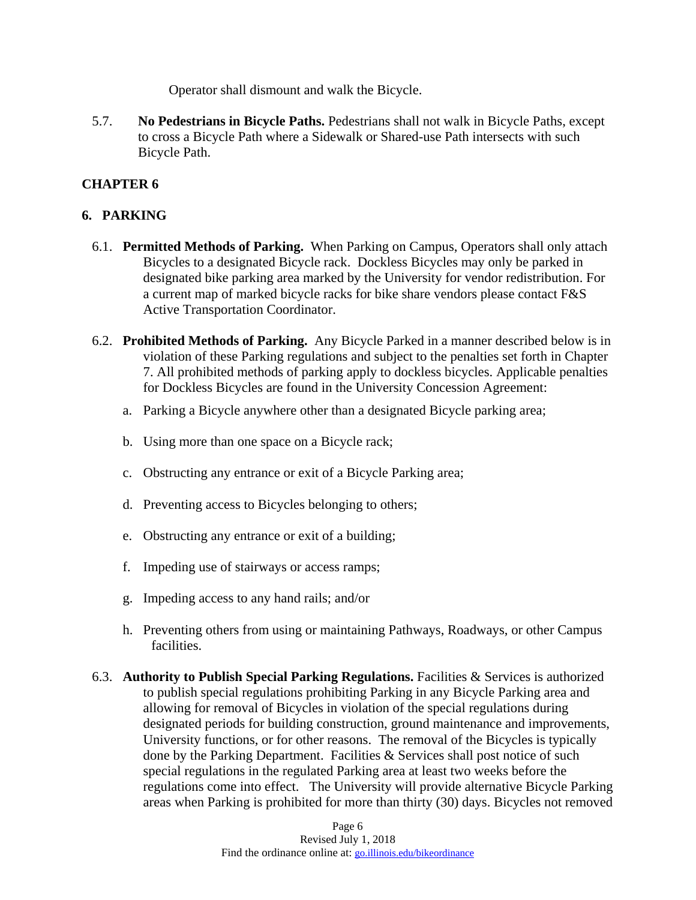Operator shall dismount and walk the Bicycle.

5.7. **No Pedestrians in Bicycle Paths.** Pedestrians shall not walk in Bicycle Paths, except to cross a Bicycle Path where a Sidewalk or Shared-use Path intersects with such Bicycle Path.

## CHAPTER 6

## 6. PARKING

6.1. **Permitted Methods of Parking.** When Parking on Campus, Operators shall only attach Bicycles to a designated Bicycle rack. Dockless Bicycles may only be parked in designated bike parking area marked by the University for vendor redistribution. For a current map of marked bicycle racks for bike share vendors please contact F&S Active Transportation Coordinator.

6.2. **Prohibited Methods of Parking.** Any Bicycle Parked in a manner described below is in violation of these Parking regulations and subject to the penalties set forth in Chapter 7. All prohibited methods of parking apply to dockless bicycles. Applicable penalties for Dockless Bicycles are found in the University Concession Agreement:

   a. Parking a Bicycle anywhere other than a designated Bicycle parking area;

   b. Using more than one space on a Bicycle rack;

   c. Obstructing any entrance or exit of a Bicycle Parking area;

   d. Preventing access to Bicycles belonging to others;

   e. Obstructing any entrance or exit of a building;

   f. Impeding use of stairways or access ramps;

   g. Impeding access to any hand rails; and/or

   h. Preventing others from using or maintaining Pathways, Roadways, or other Campus facilities.

6.3. **Authority to Publish Special Parking Regulations.** Facilities & Services is authorized to publish special regulations prohibiting Parking in any Bicycle Parking area and allowing for removal of Bicycles in violation of the special regulations during designated periods for building construction, ground maintenance and improvements, University functions, or for other reasons. The removal of the Bicycles is typically done by the Parking Department. Facilities & Services shall post notice of such special regulations in the regulated Parking area at least two weeks before the regulations come into effect. The University will provide alternative Bicycle Parking areas when Parking is prohibited for more than thirty (30) days. Bicycles not removed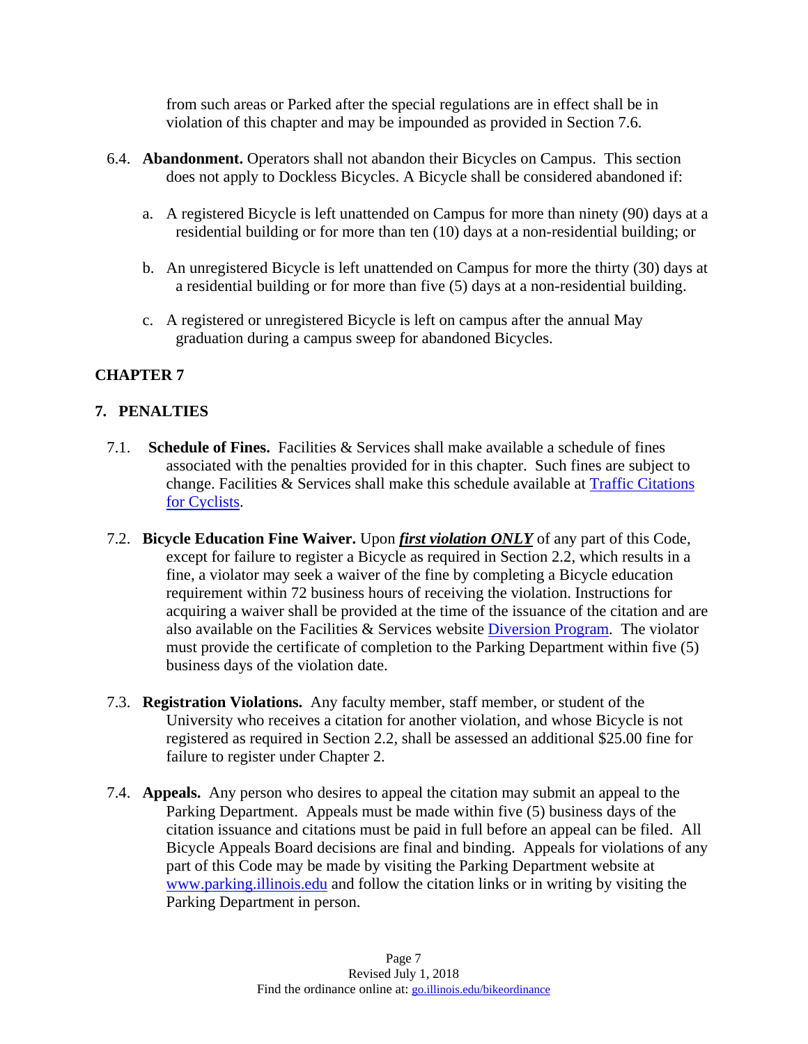from such areas or Parked after the special regulations are in effect shall be in violation of this chapter and may be impounded as provided in Section 7.6.

6.4. **Abandonment.** Operators shall not abandon their Bicycles on Campus. This section does not apply to Dockless Bicycles. A Bicycle shall be considered abandoned if:

a. A registered Bicycle is left unattended on Campus for more than ninety (90) days at a residential building or for more than ten (10) days at a non-residential building; or

b. An unregistered Bicycle is left unattended on Campus for more the thirty (30) days at a residential building or for more than five (5) days at a non-residential building.

c. A registered or unregistered Bicycle is left on campus after the annual May graduation during a campus sweep for abandoned Bicycles.

## CHAPTER 7

## 7. PENALTIES

7.1. **Schedule of Fines.** Facilities & Services shall make available a schedule of fines associated with the penalties provided for in this chapter. Such fines are subject to change. Facilities & Services shall make this schedule available at [Traffic Citations for Cyclists](Traffic Citations for Cyclists).

7.2. **Bicycle Education Fine Waiver.** Upon ***first violation ONLY*** of any part of this Code, except for failure to register a Bicycle as required in Section 2.2, which results in a fine, a violator may seek a waiver of the fine by completing a Bicycle education requirement within 72 business hours of receiving the violation. Instructions for acquiring a waiver shall be provided at the time of the issuance of the citation and are also available on the Facilities & Services website [Diversion Program](Diversion Program). The violator must provide the certificate of completion to the Parking Department within five (5) business days of the violation date.

7.3. **Registration Violations.** Any faculty member, staff member, or student of the University who receives a citation for another violation, and whose Bicycle is not registered as required in Section 2.2, shall be assessed an additional $25.00 fine for failure to register under Chapter 2.

7.4. **Appeals.** Any person who desires to appeal the citation may submit an appeal to the Parking Department. Appeals must be made within five (5) business days of the citation issuance and citations must be paid in full before an appeal can be filed. All Bicycle Appeals Board decisions are final and binding. Appeals for violations of any part of this Code may be made by visiting the Parking Department website at [www.parking.illinois.edu](www.parking.illinois.edu) and follow the citation links or in writing by visiting the Parking Department in person.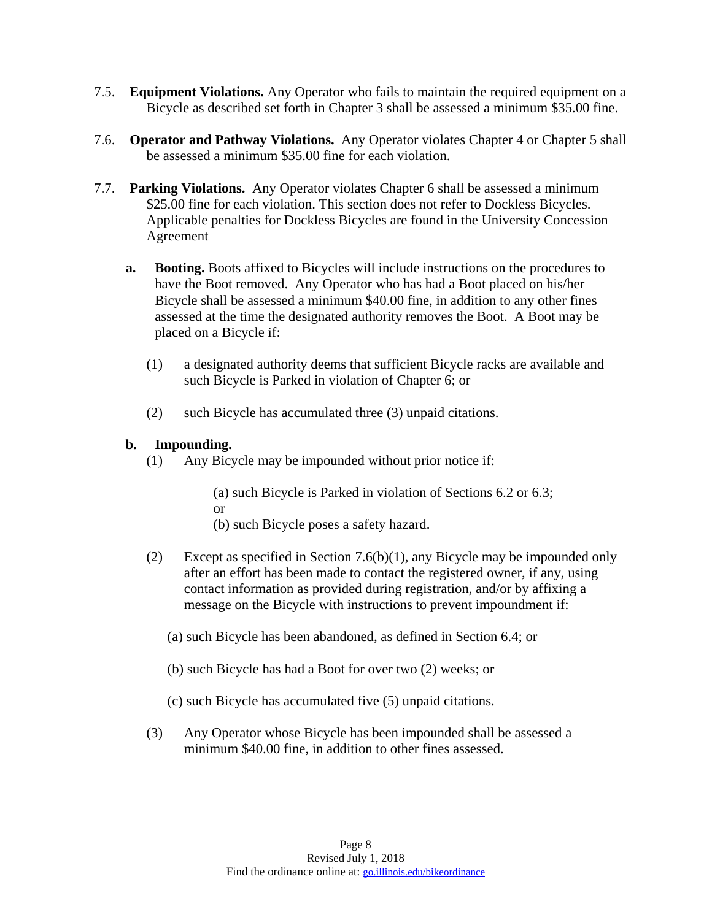7.5. **Equipment Violations.** Any Operator who fails to maintain the required equipment on a Bicycle as described set forth in Chapter 3 shall be assessed a minimum $35.00 fine.

7.6. **Operator and Pathway Violations.** Any Operator violates Chapter 4 or Chapter 5 shall be assessed a minimum $35.00 fine for each violation.

7.7. **Parking Violations.** Any Operator violates Chapter 6 shall be assessed a minimum $25.00 fine for each violation. This section does not refer to Dockless Bicycles. Applicable penalties for Dockless Bicycles are found in the University Concession Agreement

**a. Booting.** Boots affixed to Bicycles will include instructions on the procedures to have the Boot removed. Any Operator who has had a Boot placed on his/her Bicycle shall be assessed a minimum $40.00 fine, in addition to any other fines assessed at the time the designated authority removes the Boot. A Boot may be placed on a Bicycle if:

(1) a designated authority deems that sufficient Bicycle racks are available and such Bicycle is Parked in violation of Chapter 6; or

(2) such Bicycle has accumulated three (3) unpaid citations.

**b. Impounding.**

(1) Any Bicycle may be impounded without prior notice if:

(a) such Bicycle is Parked in violation of Sections 6.2 or 6.3; or

(b) such Bicycle poses a safety hazard.

(2) Except as specified in Section 7.6(b)(1), any Bicycle may be impounded only after an effort has been made to contact the registered owner, if any, using contact information as provided during registration, and/or by affixing a message on the Bicycle with instructions to prevent impoundment if:

(a) such Bicycle has been abandoned, as defined in Section 6.4; or

(b) such Bicycle has had a Boot for over two (2) weeks; or

(c) such Bicycle has accumulated five (5) unpaid citations.

(3) Any Operator whose Bicycle has been impounded shall be assessed a minimum $40.00 fine, in addition to other fines assessed.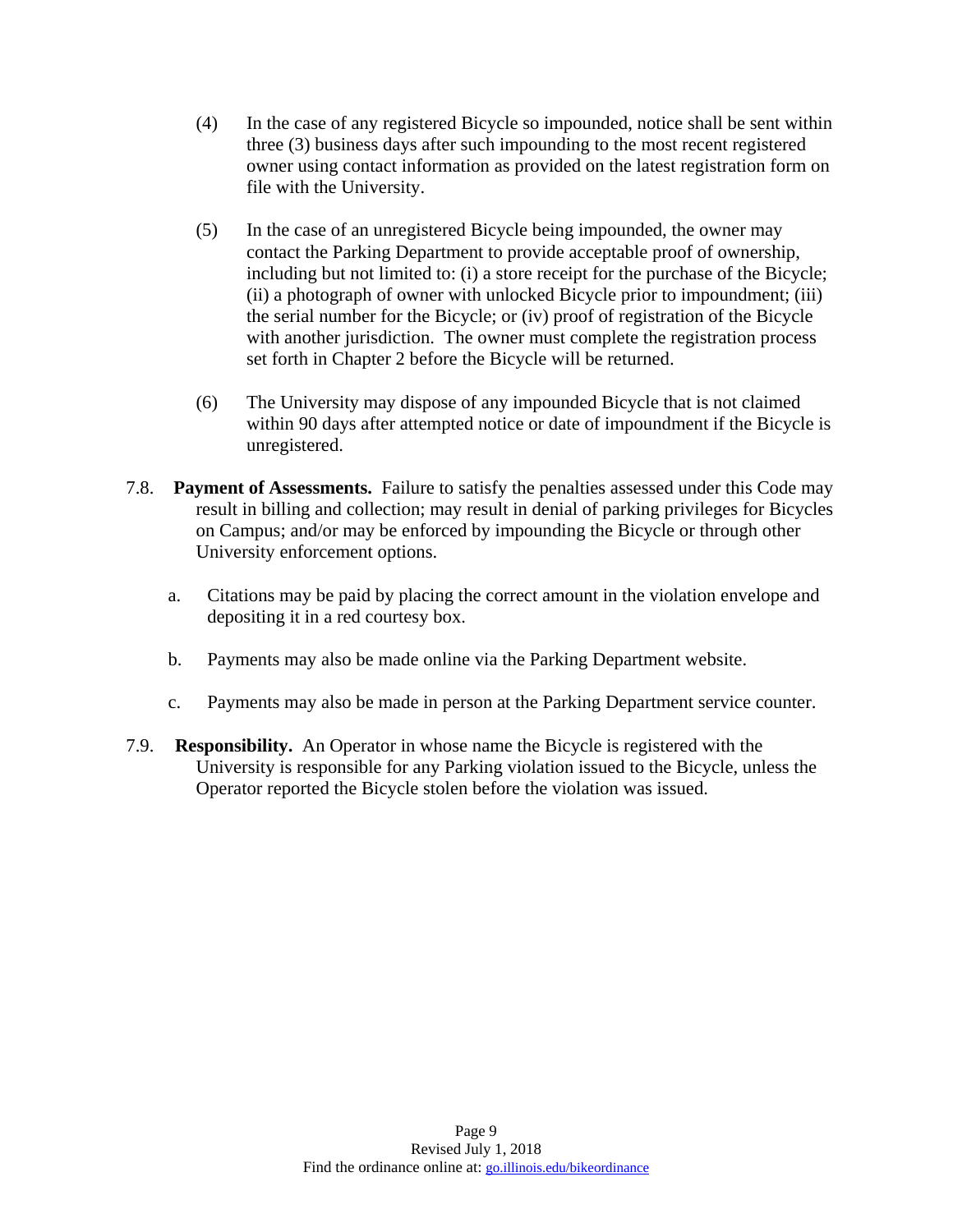(4) In the case of any registered Bicycle so impounded, notice shall be sent within three (3) business days after such impounding to the most recent registered owner using contact information as provided on the latest registration form on file with the University.

(5) In the case of an unregistered Bicycle being impounded, the owner may contact the Parking Department to provide acceptable proof of ownership, including but not limited to: (i) a store receipt for the purchase of the Bicycle; (ii) a photograph of owner with unlocked Bicycle prior to impoundment; (iii) the serial number for the Bicycle; or (iv) proof of registration of the Bicycle with another jurisdiction. The owner must complete the registration process set forth in Chapter 2 before the Bicycle will be returned.

(6) The University may dispose of any impounded Bicycle that is not claimed within 90 days after attempted notice or date of impoundment if the Bicycle is unregistered.

7.8. **Payment of Assessments.** Failure to satisfy the penalties assessed under this Code may result in billing and collection; may result in denial of parking privileges for Bicycles on Campus; and/or may be enforced by impounding the Bicycle or through other University enforcement options.

a. Citations may be paid by placing the correct amount in the violation envelope and depositing it in a red courtesy box.

b. Payments may also be made online via the Parking Department website.

c. Payments may also be made in person at the Parking Department service counter.

7.9. **Responsibility.** An Operator in whose name the Bicycle is registered with the University is responsible for any Parking violation issued to the Bicycle, unless the Operator reported the Bicycle stolen before the violation was issued.